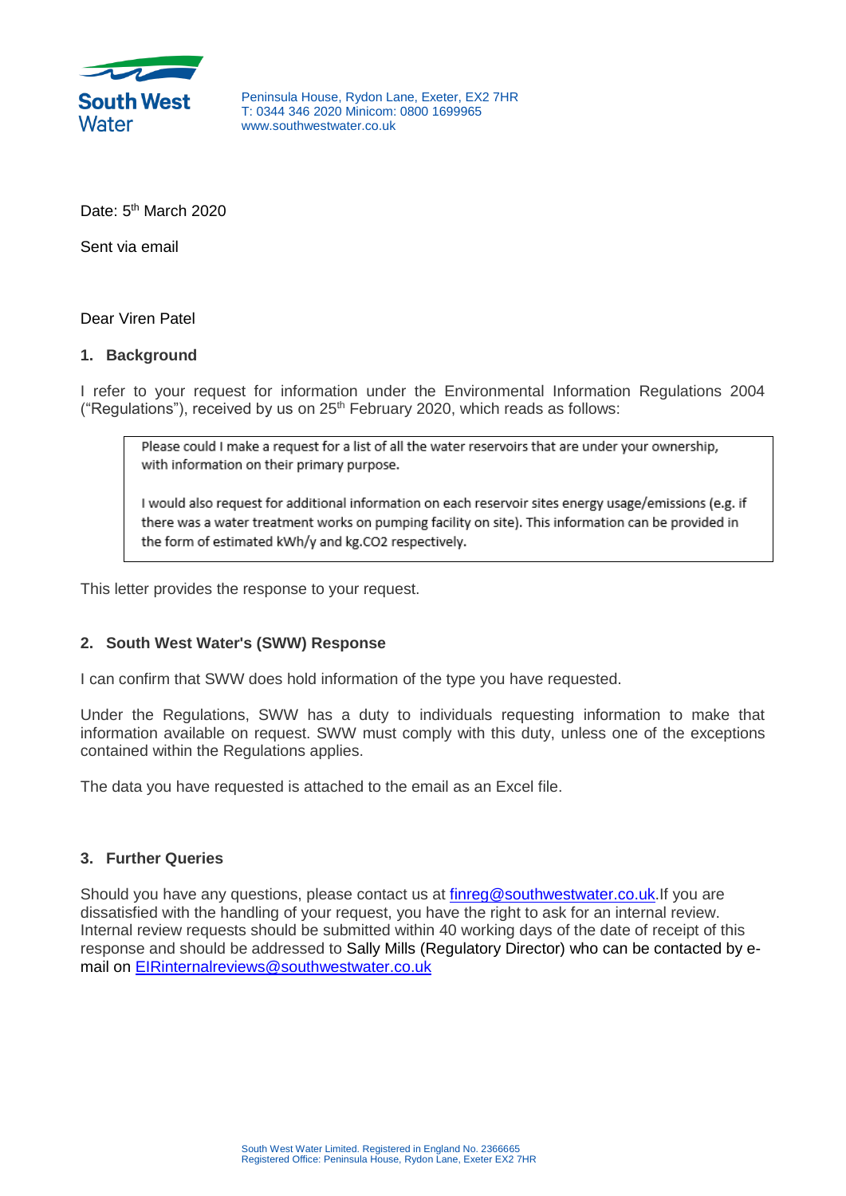**South West Water**

Peninsula House, Rydon Lane, Exeter, EX2 7HR
T: 0344 346 2020 Minicom: 0800 1699965
www.southwestwater.co.uk

Date: 5th March 2020

Sent via email

Dear Viren Patel

## 1. Background

I refer to your request for information under the Environmental Information Regulations 2004 ("Regulations"), received by us on 25th February 2020, which reads as follows:

> Please could I make a request for a list of all the water reservoirs that are under your ownership, with information on their primary purpose.
>
> I would also request for additional information on each reservoir sites energy usage/emissions (e.g. if there was a water treatment works on pumping facility on site). This information can be provided in the form of estimated kWh/y and kg.CO2 respectively.

This letter provides the response to your request.

## 2. South West Water's (SWW) Response

I can confirm that SWW does hold information of the type you have requested.

Under the Regulations, SWW has a duty to individuals requesting information to make that information available on request. SWW must comply with this duty, unless one of the exceptions contained within the Regulations applies.

The data you have requested is attached to the email as an Excel file.

## 3. Further Queries

Should you have any questions, please contact us at finreg@southwestwater.co.uk. If you are dissatisfied with the handling of your request, you have the right to ask for an internal review. Internal review requests should be submitted within 40 working days of the date of receipt of this response and should be addressed to Sally Mills (Regulatory Director) who can be contacted by e-mail on EIRinternalreviews@southwestwater.co.uk

South West Water Limited. Registered in England No. 2366665
Registered Office: Peninsula House, Rydon Lane, Exeter EX2 7HR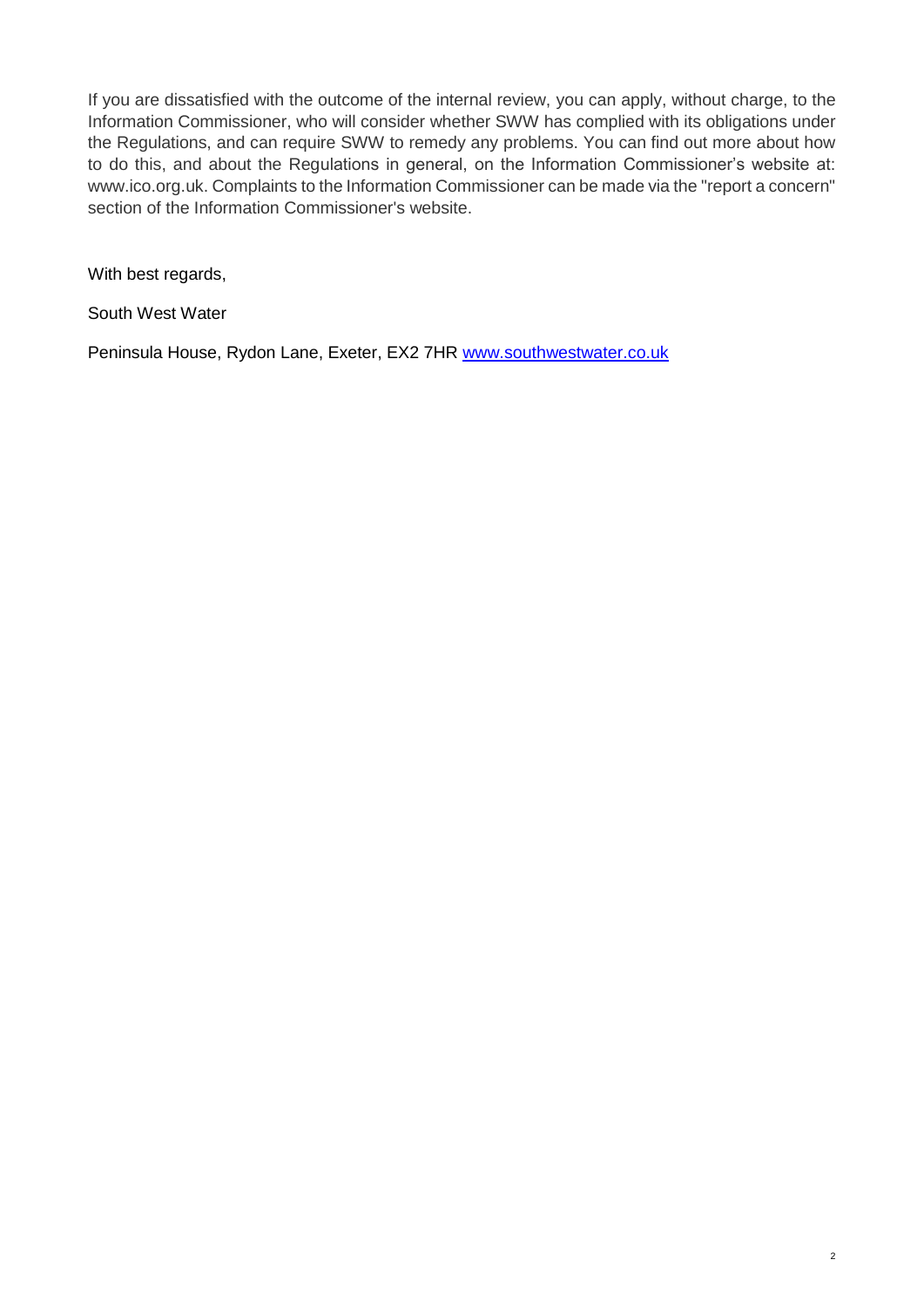If you are dissatisfied with the outcome of the internal review, you can apply, without charge, to the Information Commissioner, who will consider whether SWW has complied with its obligations under the Regulations, and can require SWW to remedy any problems. You can find out more about how to do this, and about the Regulations in general, on the Information Commissioner's website at: www.ico.org.uk. Complaints to the Information Commissioner can be made via the "report a concern" section of the Information Commissioner's website.

With best regards,

South West Water

Peninsula House, Rydon Lane, Exeter, EX2 7HR [www.southwestwater.co.uk](www.southwestwater.co.uk)